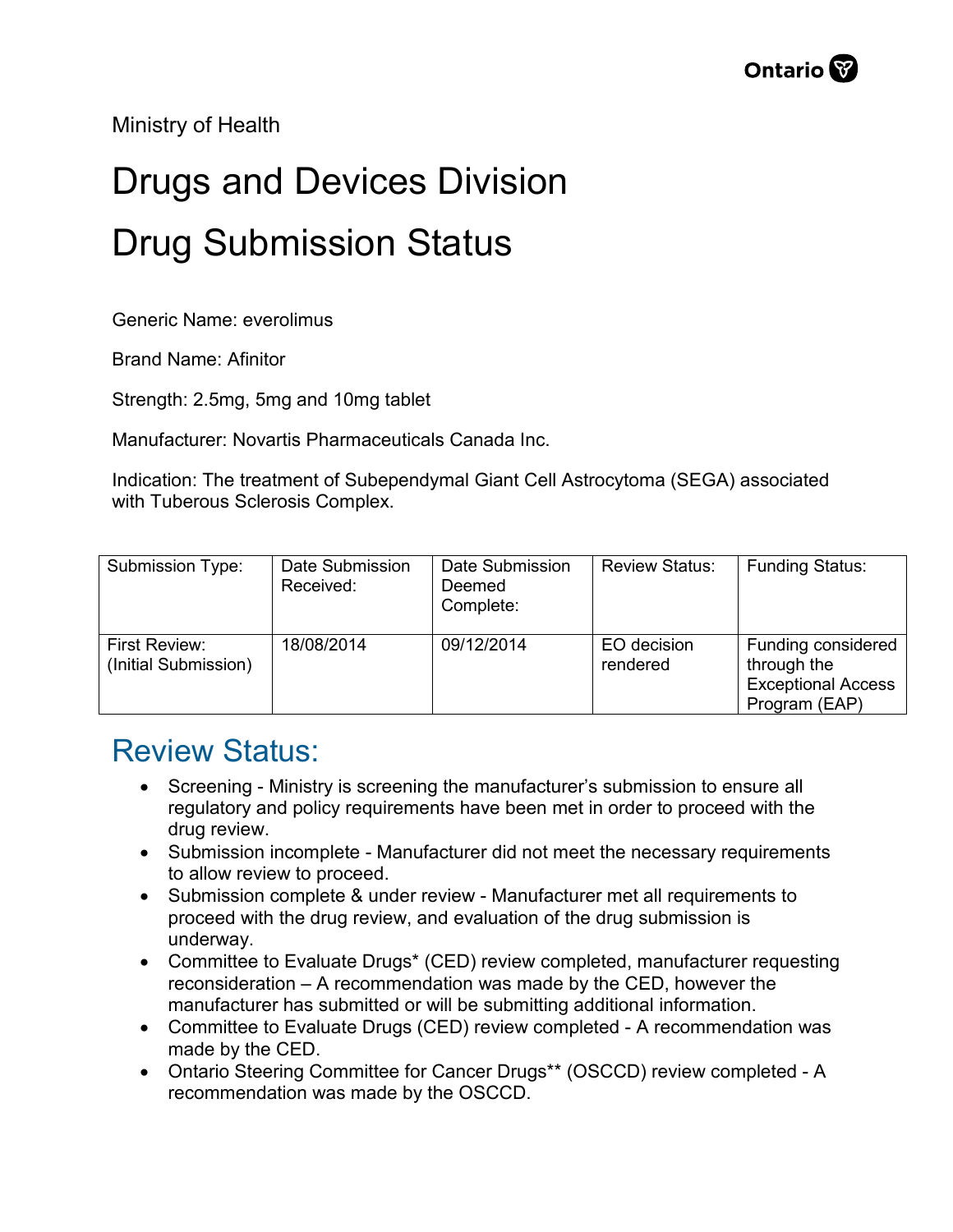Ministry of Health

# Drugs and Devices Division

# Drug Submission Status

Generic Name: everolimus

Brand Name: Afinitor

Strength: 2.5mg, 5mg and 10mg tablet

Manufacturer: Novartis Pharmaceuticals Canada Inc.

Indication: The treatment of Subependymal Giant Cell Astrocytoma (SEGA) associated with Tuberous Sclerosis Complex.

| Submission Type: | Date Submission Received: | Date Submission Deemed Complete: | Review Status: | Funding Status: |
|---|---|---|---|---|
| First Review: (Initial Submission) | 18/08/2014 | 09/12/2014 | EO decision rendered | Funding considered through the Exceptional Access Program (EAP) |

## Review Status:

- Screening - Ministry is screening the manufacturer's submission to ensure all regulatory and policy requirements have been met in order to proceed with the drug review.
- Submission incomplete - Manufacturer did not meet the necessary requirements to allow review to proceed.
- Submission complete & under review - Manufacturer met all requirements to proceed with the drug review, and evaluation of the drug submission is underway.
- Committee to Evaluate Drugs* (CED) review completed, manufacturer requesting reconsideration – A recommendation was made by the CED, however the manufacturer has submitted or will be submitting additional information.
- Committee to Evaluate Drugs (CED) review completed - A recommendation was made by the CED.
- Ontario Steering Committee for Cancer Drugs** (OSCCD) review completed - A recommendation was made by the OSCCD.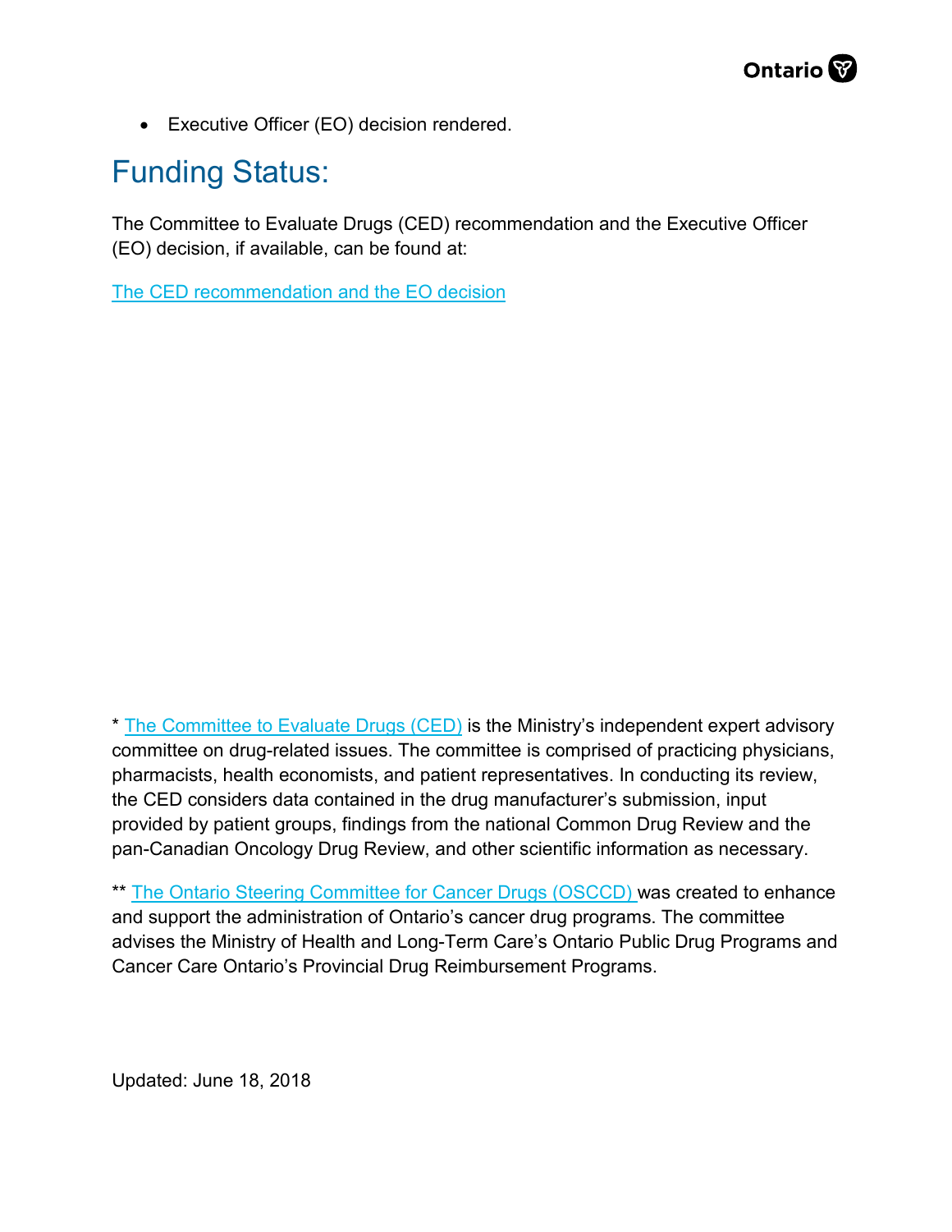- Executive Officer (EO) decision rendered.

## Funding Status:

The Committee to Evaluate Drugs (CED) recommendation and the Executive Officer (EO) decision, if available, can be found at:

The CED recommendation and the EO decision

* The Committee to Evaluate Drugs (CED) is the Ministry's independent expert advisory committee on drug-related issues. The committee is comprised of practicing physicians, pharmacists, health economists, and patient representatives. In conducting its review, the CED considers data contained in the drug manufacturer's submission, input provided by patient groups, findings from the national Common Drug Review and the pan-Canadian Oncology Drug Review, and other scientific information as necessary.

** The Ontario Steering Committee for Cancer Drugs (OSCCD) was created to enhance and support the administration of Ontario's cancer drug programs. The committee advises the Ministry of Health and Long-Term Care's Ontario Public Drug Programs and Cancer Care Ontario's Provincial Drug Reimbursement Programs.

Updated: June 18, 2018